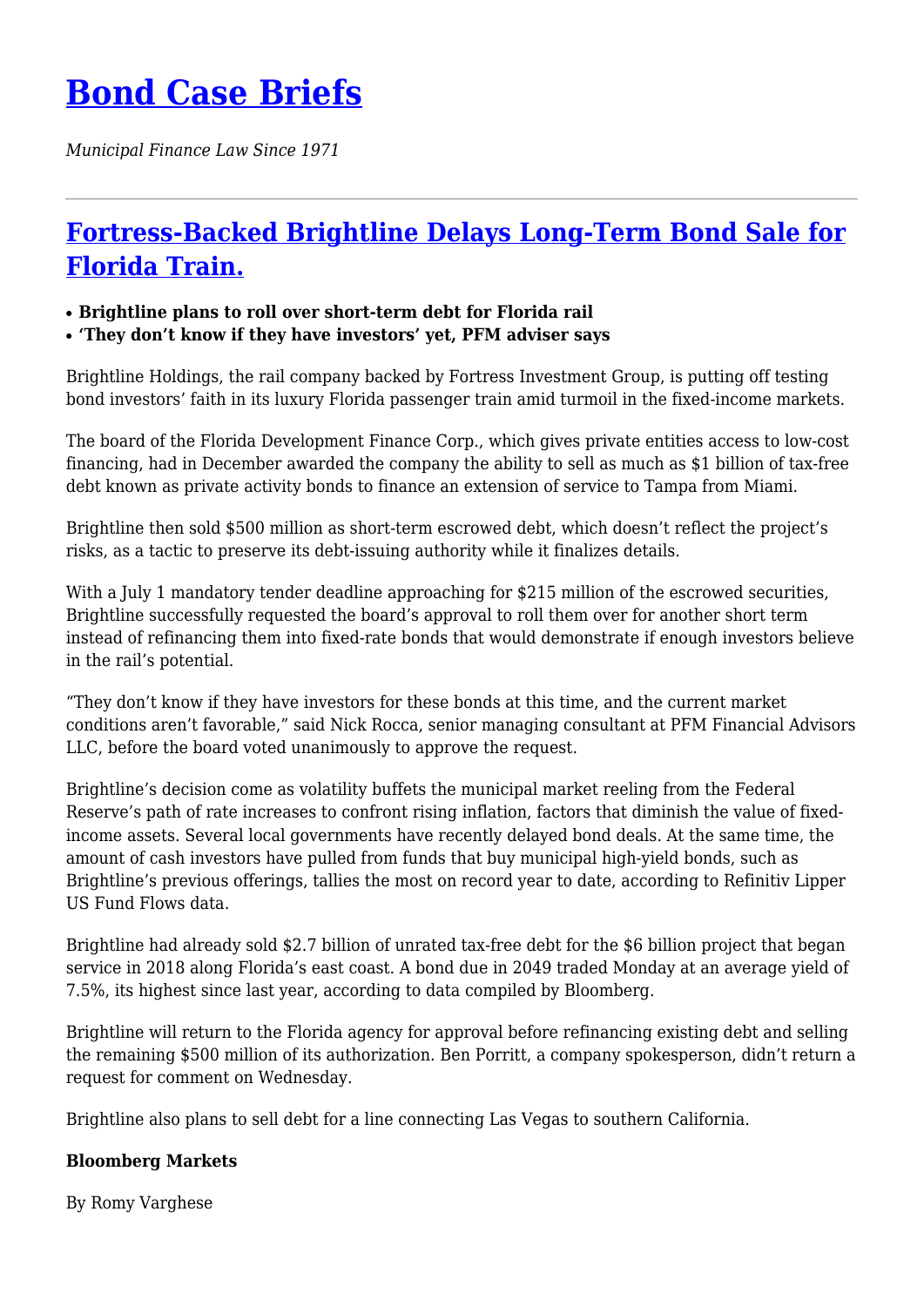# [Bond Case Briefs](#)

*Municipal Finance Law Since 1971*

---

## [Fortress-Backed Brightline Delays Long-Term Bond Sale for Florida Train.](#)

- **Brightline plans to roll over short-term debt for Florida rail**
- **'They don't know if they have investors' yet, PFM adviser says**

Brightline Holdings, the rail company backed by Fortress Investment Group, is putting off testing bond investors' faith in its luxury Florida passenger train amid turmoil in the fixed-income markets.

The board of the Florida Development Finance Corp., which gives private entities access to low-cost financing, had in December awarded the company the ability to sell as much as $1 billion of tax-free debt known as private activity bonds to finance an extension of service to Tampa from Miami.

Brightline then sold $500 million as short-term escrowed debt, which doesn't reflect the project's risks, as a tactic to preserve its debt-issuing authority while it finalizes details.

With a July 1 mandatory tender deadline approaching for $215 million of the escrowed securities, Brightline successfully requested the board's approval to roll them over for another short term instead of refinancing them into fixed-rate bonds that would demonstrate if enough investors believe in the rail's potential.

"They don't know if they have investors for these bonds at this time, and the current market conditions aren't favorable," said Nick Rocca, senior managing consultant at PFM Financial Advisors LLC, before the board voted unanimously to approve the request.

Brightline's decision come as volatility buffets the municipal market reeling from the Federal Reserve's path of rate increases to confront rising inflation, factors that diminish the value of fixed-income assets. Several local governments have recently delayed bond deals. At the same time, the amount of cash investors have pulled from funds that buy municipal high-yield bonds, such as Brightline's previous offerings, tallies the most on record year to date, according to Refinitiv Lipper US Fund Flows data.

Brightline had already sold $2.7 billion of unrated tax-free debt for the $6 billion project that began service in 2018 along Florida's east coast. A bond due in 2049 traded Monday at an average yield of 7.5%, its highest since last year, according to data compiled by Bloomberg.

Brightline will return to the Florida agency for approval before refinancing existing debt and selling the remaining $500 million of its authorization. Ben Porritt, a company spokesperson, didn't return a request for comment on Wednesday.

Brightline also plans to sell debt for a line connecting Las Vegas to southern California.

**Bloomberg Markets**

By Romy Varghese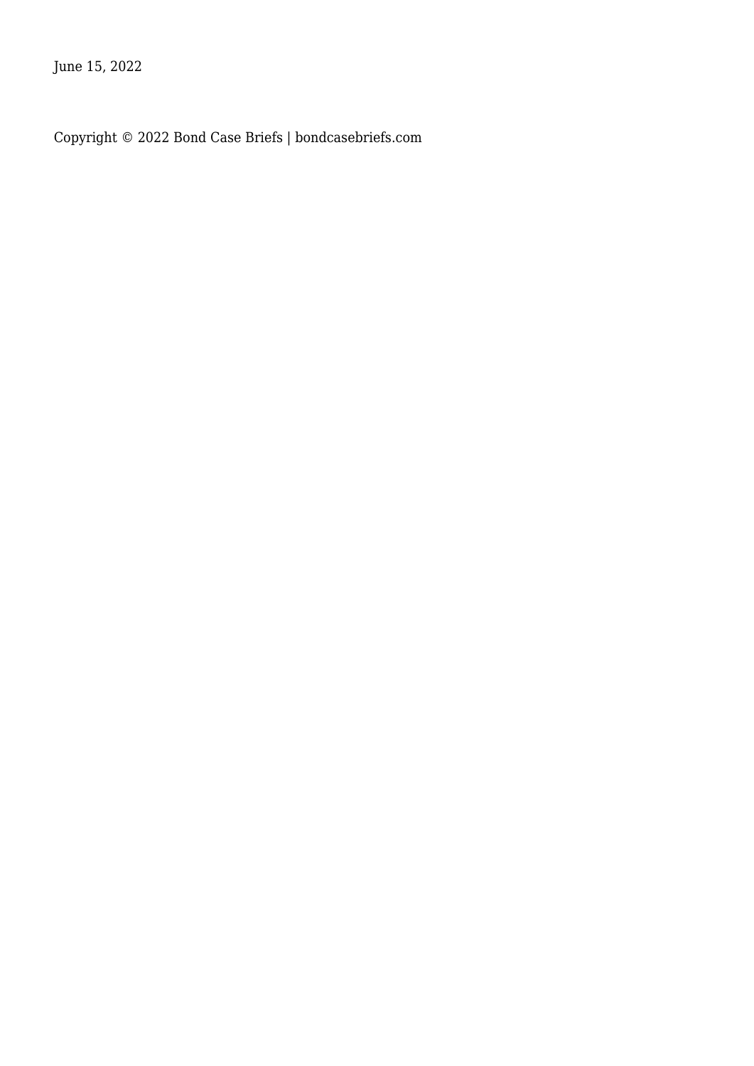June 15, 2022